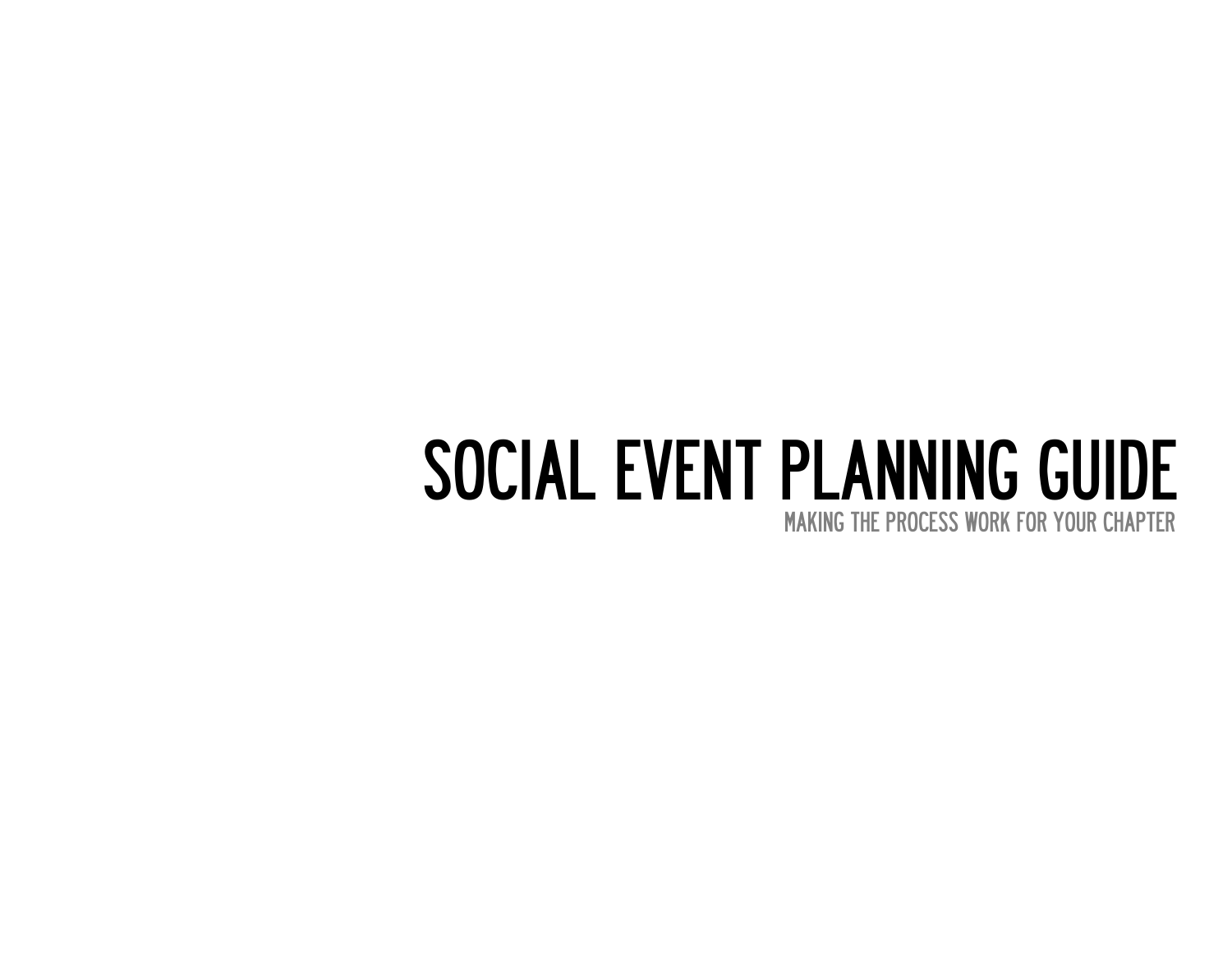# SOCIAL EVENT PLANNING GUIDE

MAKING THE PROCESS WORK FOR YOUR CHAPTER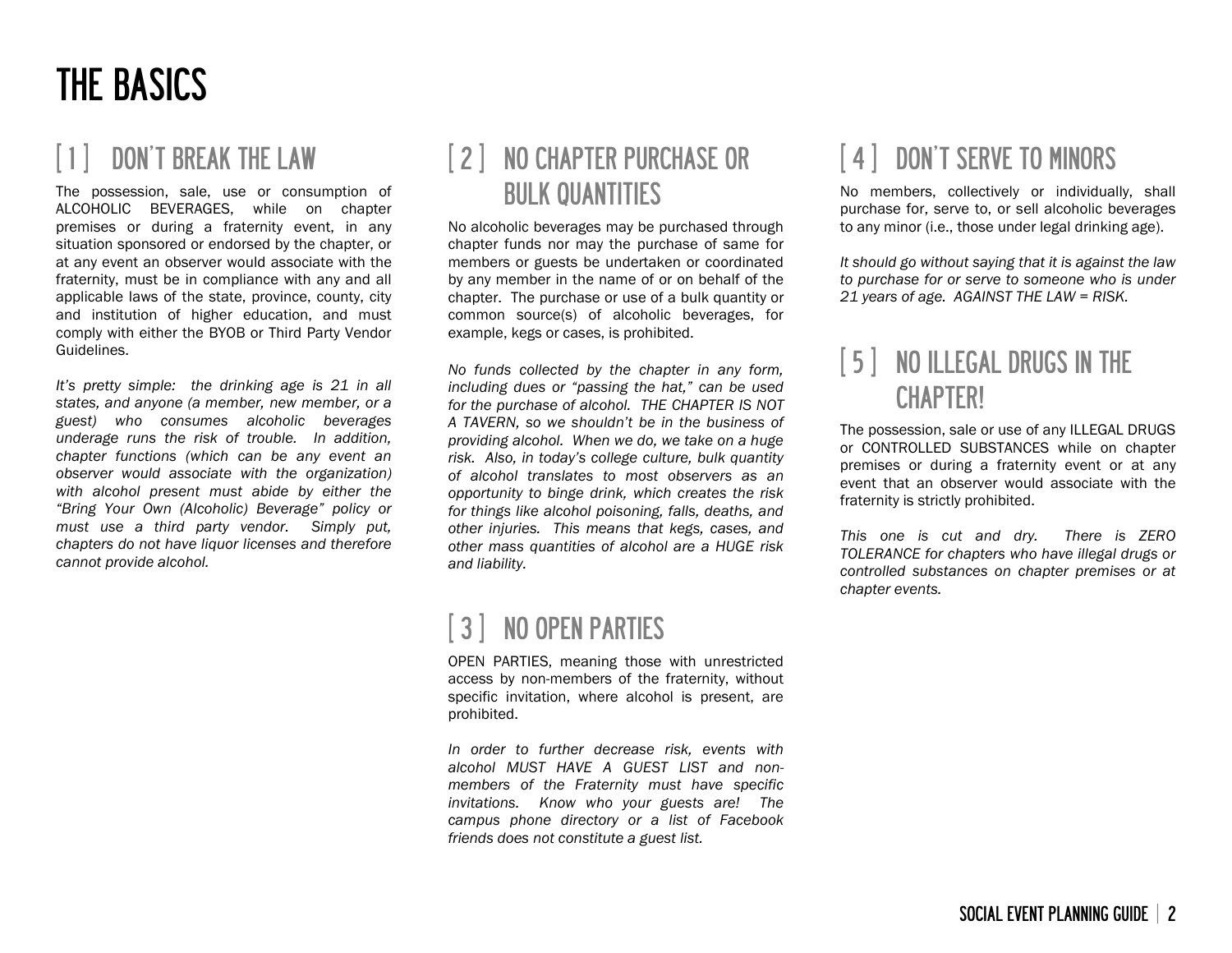# THE BASICS

## [ 1 ] DON'T BREAK THE LAW

The possession, sale, use or consumption of ALCOHOLIC BEVERAGES, while on chapter premises or during a fraternity event, in any situation sponsored or endorsed by the chapter, or at any event an observer would associate with the fraternity, must be in compliance with any and all applicable laws of the state, province, county, city and institution of higher education, and must comply with either the BYOB or Third Party Vendor Guidelines.

*It's pretty simple: the drinking age is 21 in all states, and anyone (a member, new member, or a guest) who consumes alcoholic beverages underage runs the risk of trouble. In addition, chapter functions (which can be any event an observer would associate with the organization) with alcohol present must abide by either the "Bring Your Own (Alcoholic) Beverage" policy or must use a third party vendor. Simply put, chapters do not have liquor licenses and therefore cannot provide alcohol.*

## [ 2 ] NO CHAPTER PURCHASE OR BULK QUANTITIES

No alcoholic beverages may be purchased through chapter funds nor may the purchase of same for members or guests be undertaken or coordinated by any member in the name of or on behalf of the chapter. The purchase or use of a bulk quantity or common source(s) of alcoholic beverages, for example, kegs or cases, is prohibited.

*No funds collected by the chapter in any form, including dues or "passing the hat," can be used for the purchase of alcohol. THE CHAPTER IS NOT A TAVERN, so we shouldn't be in the business of providing alcohol. When we do, we take on a huge risk. Also, in today's college culture, bulk quantity of alcohol translates to most observers as an opportunity to binge drink, which creates the risk for things like alcohol poisoning, falls, deaths, and other injuries. This means that kegs, cases, and other mass quantities of alcohol are a HUGE risk and liability.*

## [ 3 ] NO OPEN PARTIES

OPEN PARTIES, meaning those with unrestricted access by non-members of the fraternity, without specific invitation, where alcohol is present, are prohibited.

*In order to further decrease risk, events with alcohol MUST HAVE A GUEST LIST and non-members of the Fraternity must have specific invitations. Know who your guests are! The campus phone directory or a list of Facebook friends does not constitute a guest list.*

## [ 4 ] DON'T SERVE TO MINORS

No members, collectively or individually, shall purchase for, serve to, or sell alcoholic beverages to any minor (i.e., those under legal drinking age).

*It should go without saying that it is against the law to purchase for or serve to someone who is under 21 years of age. AGAINST THE LAW = RISK.*

## [ 5 ] NO ILLEGAL DRUGS IN THE CHAPTER!

The possession, sale or use of any ILLEGAL DRUGS or CONTROLLED SUBSTANCES while on chapter premises or during a fraternity event or at any event that an observer would associate with the fraternity is strictly prohibited.

*This one is cut and dry. There is ZERO TOLERANCE for chapters who have illegal drugs or controlled substances on chapter premises or at chapter events.*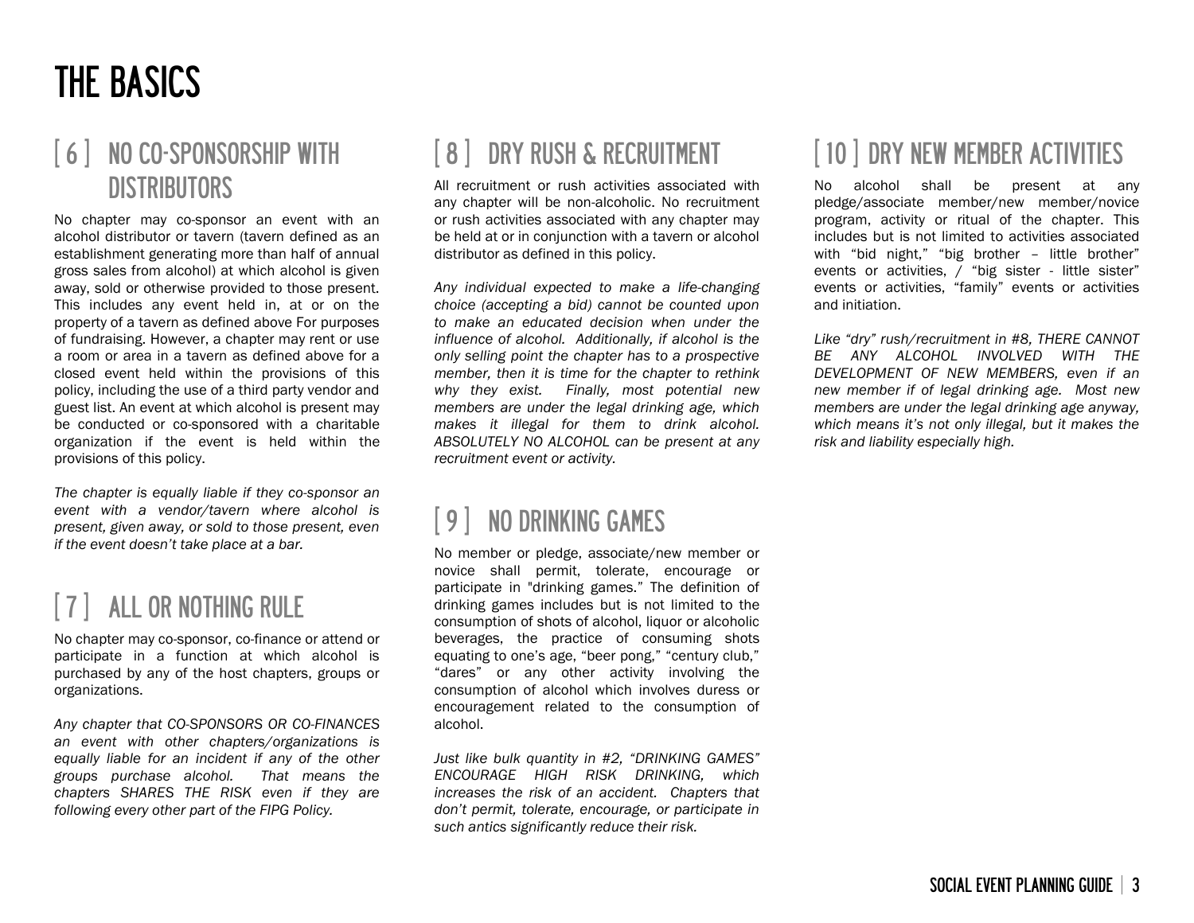# THE BASICS

## [ 6 ] NO CO-SPONSORSHIP WITH DISTRIBUTORS

No chapter may co-sponsor an event with an alcohol distributor or tavern (tavern defined as an establishment generating more than half of annual gross sales from alcohol) at which alcohol is given away, sold or otherwise provided to those present. This includes any event held in, at or on the property of a tavern as defined above For purposes of fundraising. However, a chapter may rent or use a room or area in a tavern as defined above for a closed event held within the provisions of this policy, including the use of a third party vendor and guest list. An event at which alcohol is present may be conducted or co-sponsored with a charitable organization if the event is held within the provisions of this policy.

*The chapter is equally liable if they co-sponsor an event with a vendor/tavern where alcohol is present, given away, or sold to those present, even if the event doesn't take place at a bar.*

## [ 7 ] ALL OR NOTHING RULE

No chapter may co-sponsor, co-finance or attend or participate in a function at which alcohol is purchased by any of the host chapters, groups or organizations.

*Any chapter that CO-SPONSORS OR CO-FINANCES an event with other chapters/organizations is equally liable for an incident if any of the other groups purchase alcohol. That means the chapters SHARES THE RISK even if they are following every other part of the FIPG Policy.*

## [ 8 ] DRY RUSH & RECRUITMENT

All recruitment or rush activities associated with any chapter will be non-alcoholic. No recruitment or rush activities associated with any chapter may be held at or in conjunction with a tavern or alcohol distributor as defined in this policy.

*Any individual expected to make a life-changing choice (accepting a bid) cannot be counted upon to make an educated decision when under the influence of alcohol. Additionally, if alcohol is the only selling point the chapter has to a prospective member, then it is time for the chapter to rethink why they exist. Finally, most potential new members are under the legal drinking age, which makes it illegal for them to drink alcohol. ABSOLUTELY NO ALCOHOL can be present at any recruitment event or activity.*

## [ 9 ] NO DRINKING GAMES

No member or pledge, associate/new member or novice shall permit, tolerate, encourage or participate in "drinking games." The definition of drinking games includes but is not limited to the consumption of shots of alcohol, liquor or alcoholic beverages, the practice of consuming shots equating to one's age, "beer pong," "century club," "dares" or any other activity involving the consumption of alcohol which involves duress or encouragement related to the consumption of alcohol.

*Just like bulk quantity in #2, "DRINKING GAMES" ENCOURAGE HIGH RISK DRINKING, which increases the risk of an accident. Chapters that don't permit, tolerate, encourage, or participate in such antics significantly reduce their risk.*

## [ 10 ] DRY NEW MEMBER ACTIVITIES

No alcohol shall be present at any pledge/associate member/new member/novice program, activity or ritual of the chapter. This includes but is not limited to activities associated with "bid night," "big brother – little brother" events or activities, / "big sister - little sister" events or activities, "family" events or activities and initiation.

*Like "dry" rush/recruitment in #8, THERE CANNOT BE ANY ALCOHOL INVOLVED WITH THE DEVELOPMENT OF NEW MEMBERS, even if an new member if of legal drinking age. Most new members are under the legal drinking age anyway, which means it's not only illegal, but it makes the risk and liability especially high.*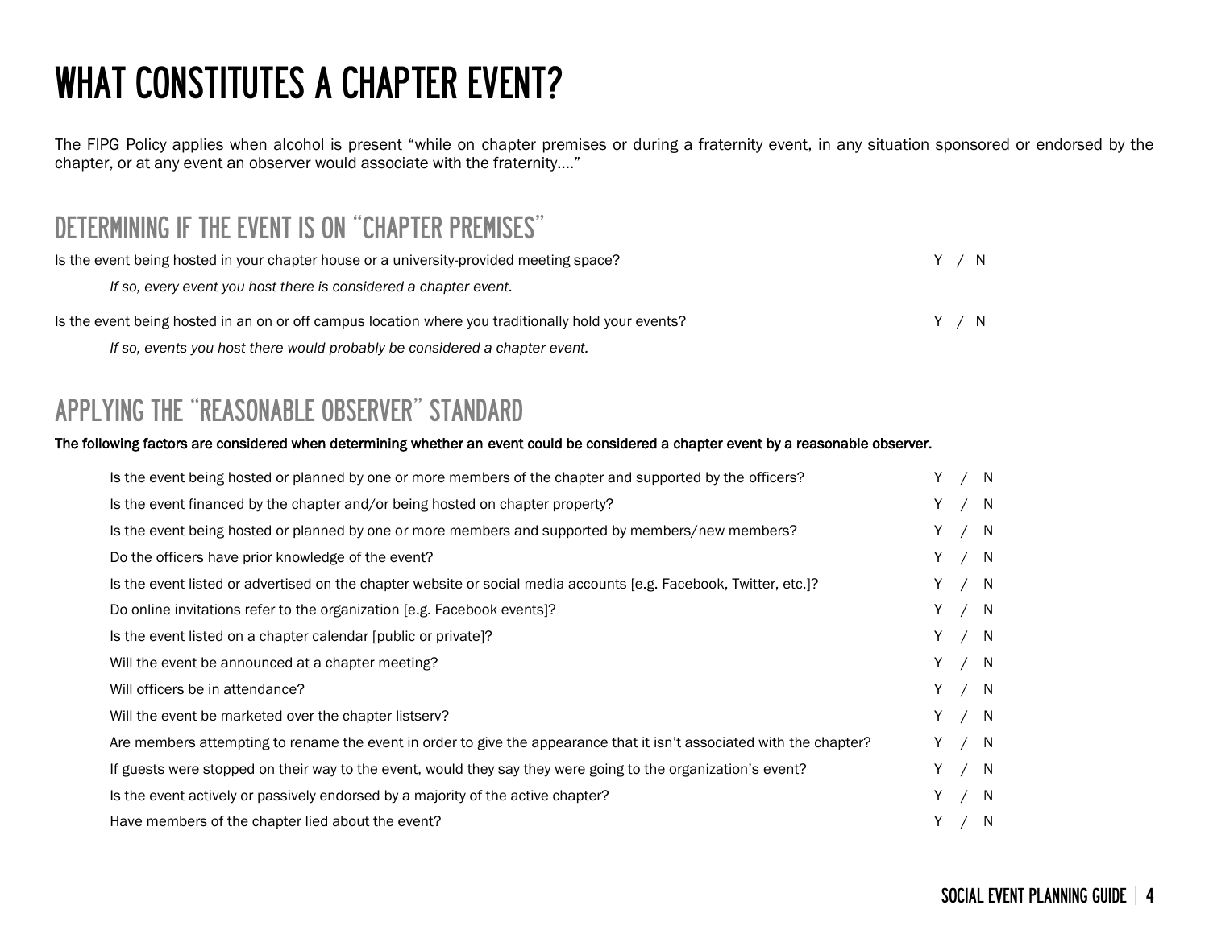# WHAT CONSTITUTES A CHAPTER EVENT?

The FIPG Policy applies when alcohol is present "while on chapter premises or during a fraternity event, in any situation sponsored or endorsed by the chapter, or at any event an observer would associate with the fraternity…."

## DETERMINING IF THE EVENT IS ON "CHAPTER PREMISES"

Is the event being hosted in your chapter house or a university-provided meeting space? Y / N

*If so, every event you host there is considered a chapter event.*

Is the event being hosted in an on or off campus location where you traditionally hold your events? Y / N

*If so, events you host there would probably be considered a chapter event.*

## APPLYING THE "REASONABLE OBSERVER" STANDARD

**The following factors are considered when determining whether an event could be considered a chapter event by a reasonable observer.**

- Is the event being hosted or planned by one or more members of the chapter and supported by the officers? Y / N
- Is the event financed by the chapter and/or being hosted on chapter property? Y / N
- Is the event being hosted or planned by one or more members and supported by members/new members? Y / N
- Do the officers have prior knowledge of the event? Y / N
- Is the event listed or advertised on the chapter website or social media accounts [e.g. Facebook, Twitter, etc.]? Y / N
- Do online invitations refer to the organization [e.g. Facebook events]? Y / N
- Is the event listed on a chapter calendar [public or private]? Y / N
- Will the event be announced at a chapter meeting? Y / N
- Will officers be in attendance? Y / N
- Will the event be marketed over the chapter listserv? Y / N
- Are members attempting to rename the event in order to give the appearance that it isn't associated with the chapter? Y / N
- If guests were stopped on their way to the event, would they say they were going to the organization's event? Y / N
- Is the event actively or passively endorsed by a majority of the active chapter? Y / N
- Have members of the chapter lied about the event? Y / N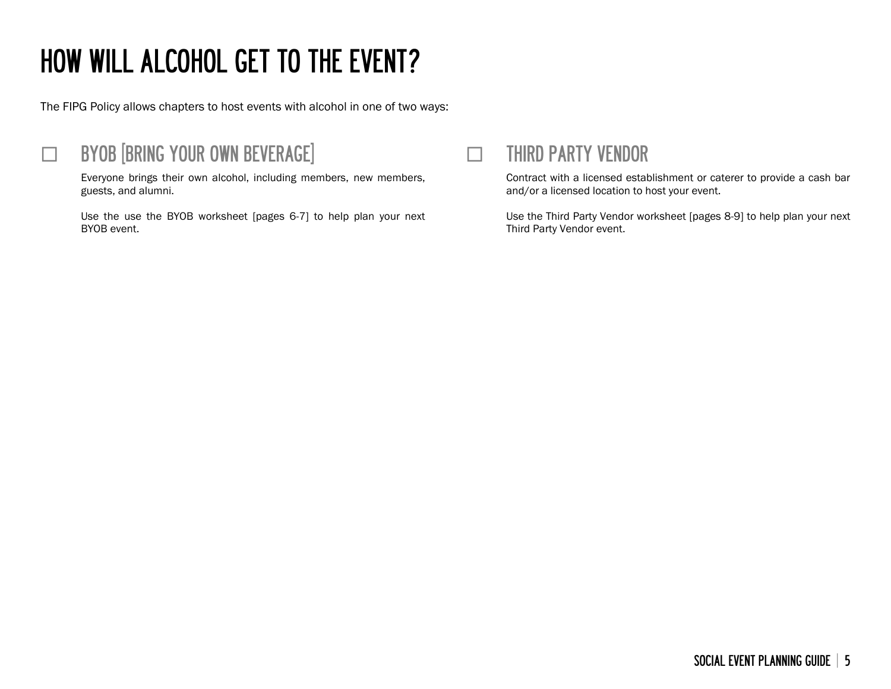# HOW WILL ALCOHOL GET TO THE EVENT?

The FIPG Policy allows chapters to host events with alcohol in one of two ways:

## ☐ BYOB [BRING YOUR OWN BEVERAGE]

Everyone brings their own alcohol, including members, new members, guests, and alumni.

Use the use the BYOB worksheet [pages 6-7] to help plan your next BYOB event.

## ☐ THIRD PARTY VENDOR

Contract with a licensed establishment or caterer to provide a cash bar and/or a licensed location to host your event.

Use the Third Party Vendor worksheet [pages 8-9] to help plan your next Third Party Vendor event.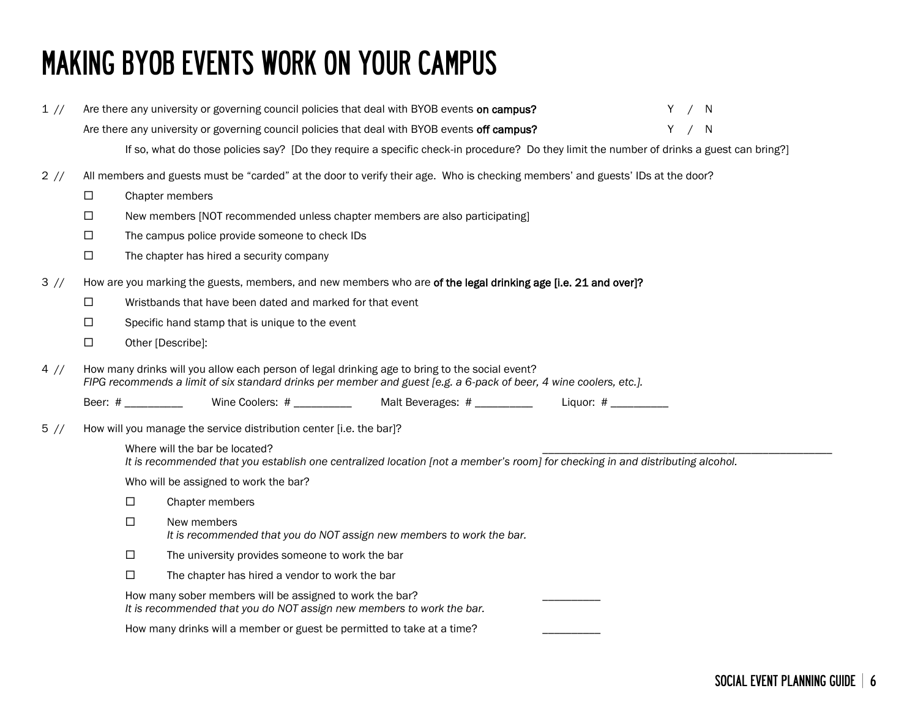# MAKING BYOB EVENTS WORK ON YOUR CAMPUS

1 // Are there any university or governing council policies that deal with BYOB events **on campus?** Y / N

Are there any university or governing council policies that deal with BYOB events **off campus?** Y / N

If so, what do those policies say? [Do they require a specific check-in procedure? Do they limit the number of drinks a guest can bring?]

2 // All members and guests must be "carded" at the door to verify their age. Who is checking members' and guests' IDs at the door?

- ☐ Chapter members
- ☐ New members [NOT recommended unless chapter members are also participating]
- ☐ The campus police provide someone to check IDs
- ☐ The chapter has hired a security company

3 // How are you marking the guests, members, and new members who are **of the legal drinking age [i.e. 21 and over]?**

- ☐ Wristbands that have been dated and marked for that event
- ☐ Specific hand stamp that is unique to the event
- ☐ Other [Describe]:

4 // How many drinks will you allow each person of legal drinking age to bring to the social event?
*FIPG recommends a limit of six standard drinks per member and guest [e.g. a 6-pack of beer, 4 wine coolers, etc.].*

Beer: # __________ Wine Coolers: # __________ Malt Beverages: # __________ Liquor: # __________

5 // How will you manage the service distribution center [i.e. the bar]?

Where will the bar be located? ______________________________________________________
*It is recommended that you establish one centralized location [not a member's room] for checking in and distributing alcohol.*

Who will be assigned to work the bar?

- ☐ Chapter members
- ☐ New members
  *It is recommended that you do NOT assign new members to work the bar.*
- ☐ The university provides someone to work the bar
- ☐ The chapter has hired a vendor to work the bar

How many sober members will be assigned to work the bar? __________
*It is recommended that you do NOT assign new members to work the bar.*

How many drinks will a member or guest be permitted to take at a time? __________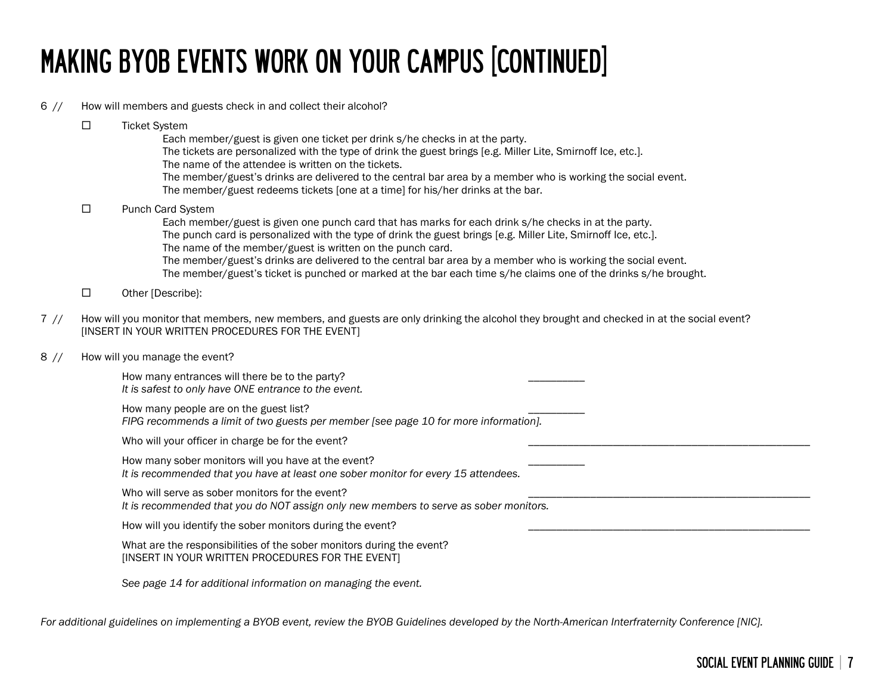# MAKING BYOB EVENTS WORK ON YOUR CAMPUS [CONTINUED]

6 // How will members and guests check in and collect their alcohol?

- ☐ Ticket System
  - Each member/guest is given one ticket per drink s/he checks in at the party.
  - The tickets are personalized with the type of drink the guest brings [e.g. Miller Lite, Smirnoff Ice, etc.].
  - The name of the attendee is written on the tickets.
  - The member/guest's drinks are delivered to the central bar area by a member who is working the social event.
  - The member/guest redeems tickets [one at a time] for his/her drinks at the bar.
- ☐ Punch Card System
  - Each member/guest is given one punch card that has marks for each drink s/he checks in at the party.
  - The punch card is personalized with the type of drink the guest brings [e.g. Miller Lite, Smirnoff Ice, etc.].
  - The name of the member/guest is written on the punch card.
  - The member/guest's drinks are delivered to the central bar area by a member who is working the social event.
  - The member/guest's ticket is punched or marked at the bar each time s/he claims one of the drinks s/he brought.
- ☐ Other [Describe}:

7 // How will you monitor that members, new members, and guests are only drinking the alcohol they brought and checked in at the social event?
[INSERT IN YOUR WRITTEN PROCEDURES FOR THE EVENT]

8 // How will you manage the event?

How many entrances will there be to the party? __________
*It is safest to only have ONE entrance to the event.*

How many people are on the guest list? __________
*FIPG recommends a limit of two guests per member [see page 10 for more information].*

Who will your officer in charge be for the event? __________________________________________________

How many sober monitors will you have at the event? __________
*It is recommended that you have at least one sober monitor for every 15 attendees.*

Who will serve as sober monitors for the event? __________________________________________________
*It is recommended that you do NOT assign only new members to serve as sober monitors.*

How will you identify the sober monitors during the event? __________________________________________________

What are the responsibilities of the sober monitors during the event?
[INSERT IN YOUR WRITTEN PROCEDURES FOR THE EVENT]

*See page 14 for additional information on managing the event.*

*For additional guidelines on implementing a BYOB event, review the BYOB Guidelines developed by the North-American Interfraternity Conference [NIC].*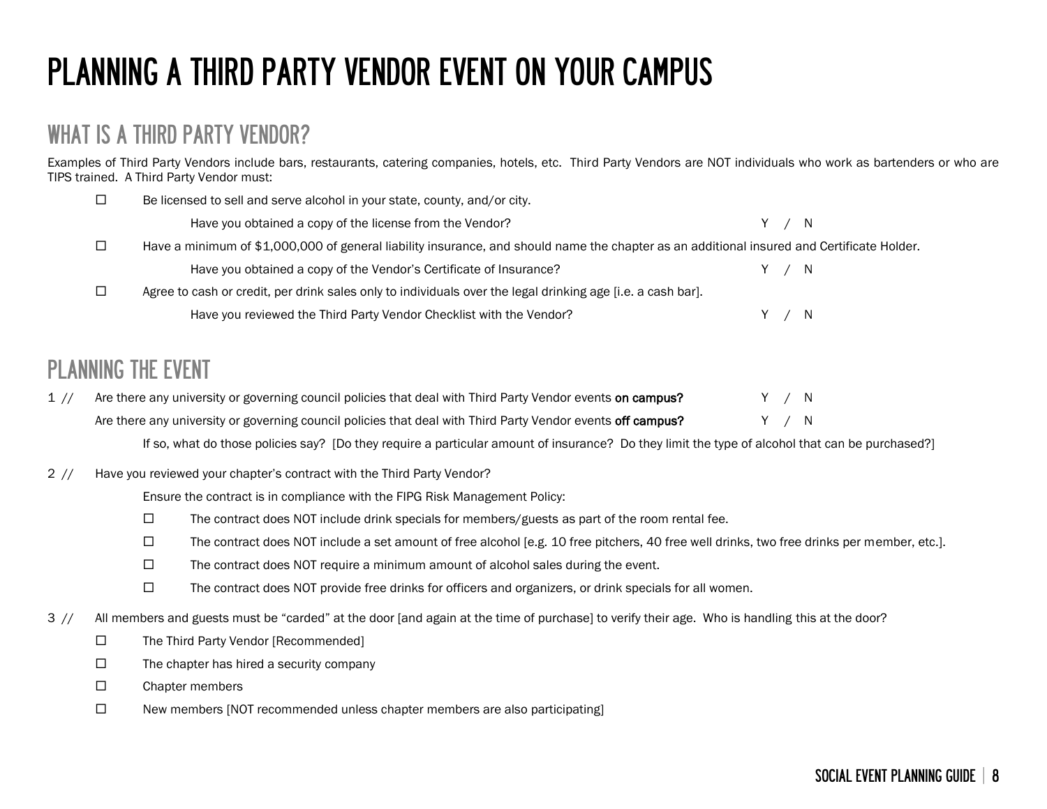# PLANNING A THIRD PARTY VENDOR EVENT ON YOUR CAMPUS

## WHAT IS A THIRD PARTY VENDOR?

Examples of Third Party Vendors include bars, restaurants, catering companies, hotels, etc. Third Party Vendors are NOT individuals who work as bartenders or who are TIPS trained. A Third Party Vendor must:

- ☐ Be licensed to sell and serve alcohol in your state, county, and/or city.
  - Have you obtained a copy of the license from the Vendor? Y / N
- ☐ Have a minimum of $1,000,000 of general liability insurance, and should name the chapter as an additional insured and Certificate Holder.
  - Have you obtained a copy of the Vendor's Certificate of Insurance? Y / N
- ☐ Agree to cash or credit, per drink sales only to individuals over the legal drinking age [i.e. a cash bar].
  - Have you reviewed the Third Party Vendor Checklist with the Vendor? Y / N

## PLANNING THE EVENT

1 // Are there any university or governing council policies that deal with Third Party Vendor events **on campus?** Y / N

Are there any university or governing council policies that deal with Third Party Vendor events **off campus?** Y / N

If so, what do those policies say? [Do they require a particular amount of insurance? Do they limit the type of alcohol that can be purchased?]

2 // Have you reviewed your chapter's contract with the Third Party Vendor?

Ensure the contract is in compliance with the FIPG Risk Management Policy:

- ☐ The contract does NOT include drink specials for members/guests as part of the room rental fee.
- ☐ The contract does NOT include a set amount of free alcohol [e.g. 10 free pitchers, 40 free well drinks, two free drinks per member, etc.].
- ☐ The contract does NOT require a minimum amount of alcohol sales during the event.
- ☐ The contract does NOT provide free drinks for officers and organizers, or drink specials for all women.

3 // All members and guests must be "carded" at the door [and again at the time of purchase] to verify their age. Who is handling this at the door?

- ☐ The Third Party Vendor [Recommended]
- ☐ The chapter has hired a security company
- ☐ Chapter members
- ☐ New members [NOT recommended unless chapter members are also participating]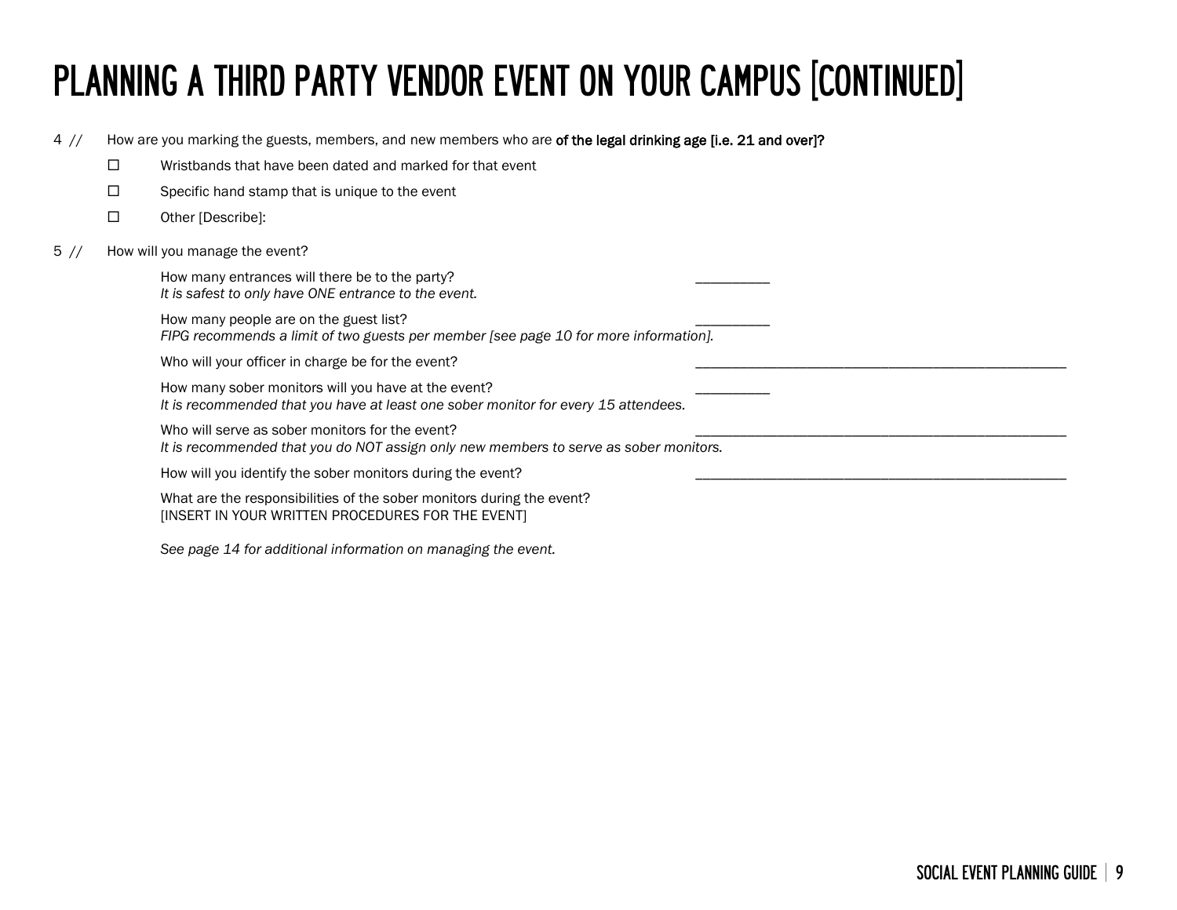# PLANNING A THIRD PARTY VENDOR EVENT ON YOUR CAMPUS [CONTINUED]

4 // How are you marking the guests, members, and new members who are **of the legal drinking age [i.e. 21 and over]?**

- ☐ Wristbands that have been dated and marked for that event
- ☐ Specific hand stamp that is unique to the event
- ☐ Other [Describe]:

5 // How will you manage the event?

How many entrances will there be to the party? __________
*It is safest to only have ONE entrance to the event.*

How many people are on the guest list? __________
*FIPG recommends a limit of two guests per member [see page 10 for more information].*

Who will your officer in charge be for the event? __________________________________________________

How many sober monitors will you have at the event? __________
*It is recommended that you have at least one sober monitor for every 15 attendees.*

Who will serve as sober monitors for the event? __________________________________________________
*It is recommended that you do NOT assign only new members to serve as sober monitors.*

How will you identify the sober monitors during the event? __________________________________________________

What are the responsibilities of the sober monitors during the event?
[INSERT IN YOUR WRITTEN PROCEDURES FOR THE EVENT]

*See page 14 for additional information on managing the event.*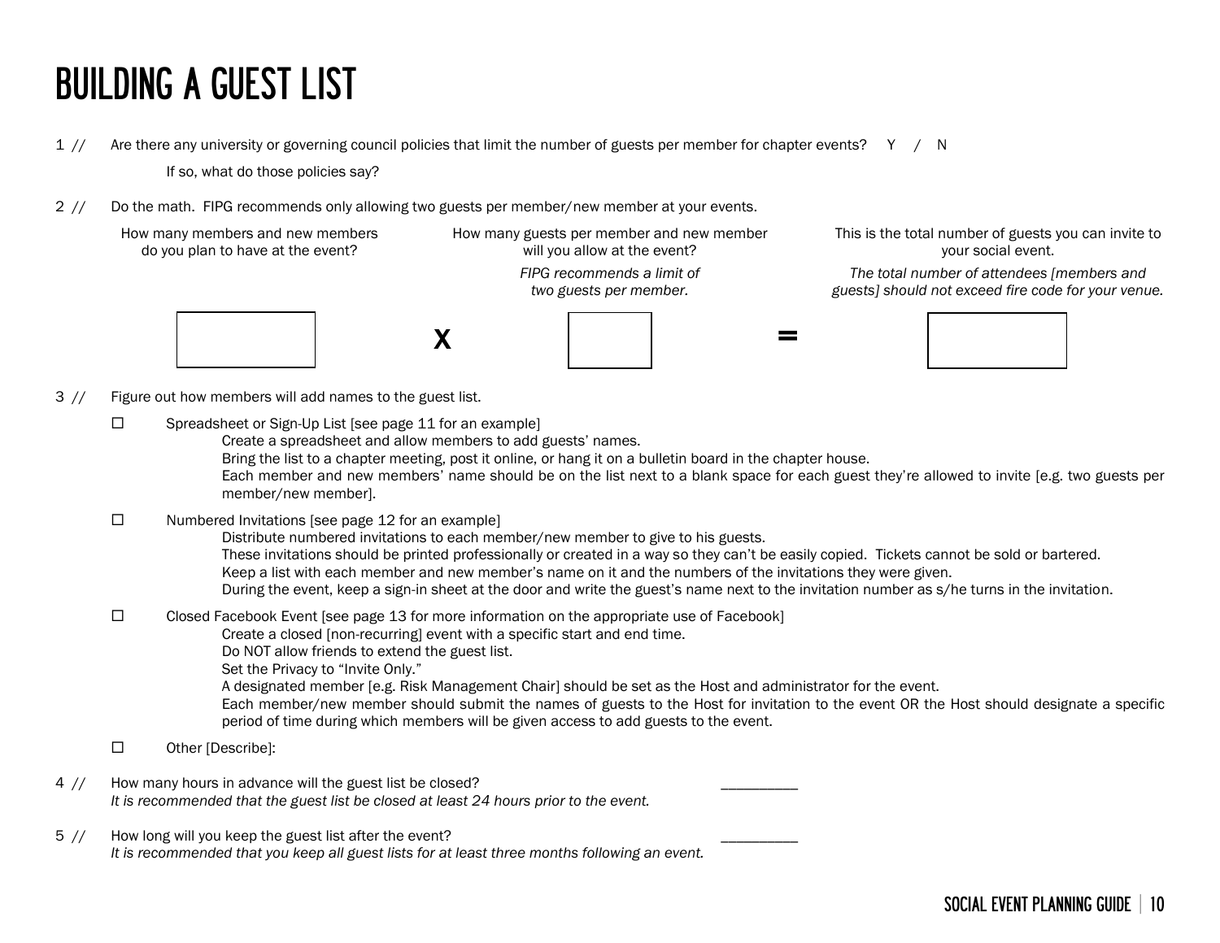# BUILDING A GUEST LIST

1 // Are there any university or governing council policies that limit the number of guests per member for chapter events? Y / N

If so, what do those policies say?

2 // Do the math. FIPG recommends only allowing two guests per member/new member at your events.

| How many members and new members do you plan to have at the event? | | How many guests per member and new member will you allow at the event? *FIPG recommends a limit of two guests per member.* | | This is the total number of guests you can invite to your social event. *The total number of attendees [members and guests] should not exceed fire code for your venue.* |
|---|---|---|---|---|
| | **X** | | **=** | |

3 // Figure out how members will add names to the guest list.

- ☐ Spreadsheet or Sign-Up List [see page 11 for an example]
  - Create a spreadsheet and allow members to add guests' names.
  - Bring the list to a chapter meeting, post it online, or hang it on a bulletin board in the chapter house.
  - Each member and new members' name should be on the list next to a blank space for each guest they're allowed to invite [e.g. two guests per member/new member].
- ☐ Numbered Invitations [see page 12 for an example]
  - Distribute numbered invitations to each member/new member to give to his guests.
  - These invitations should be printed professionally or created in a way so they can't be easily copied. Tickets cannot be sold or bartered.
  - Keep a list with each member and new member's name on it and the numbers of the invitations they were given.
  - During the event, keep a sign-in sheet at the door and write the guest's name next to the invitation number as s/he turns in the invitation.
- ☐ Closed Facebook Event [see page 13 for more information on the appropriate use of Facebook]
  - Create a closed [non-recurring] event with a specific start and end time.
  - Do NOT allow friends to extend the guest list.
  - Set the Privacy to "Invite Only."
  - A designated member [e.g. Risk Management Chair] should be set as the Host and administrator for the event.
  - Each member/new member should submit the names of guests to the Host for invitation to the event OR the Host should designate a specific period of time during which members will be given access to add guests to the event.
- ☐ Other [Describe]:

4 // How many hours in advance will the guest list be closed? __________
*It is recommended that the guest list be closed at least 24 hours prior to the event.*

5 // How long will you keep the guest list after the event? __________
*It is recommended that you keep all guest lists for at least three months following an event.*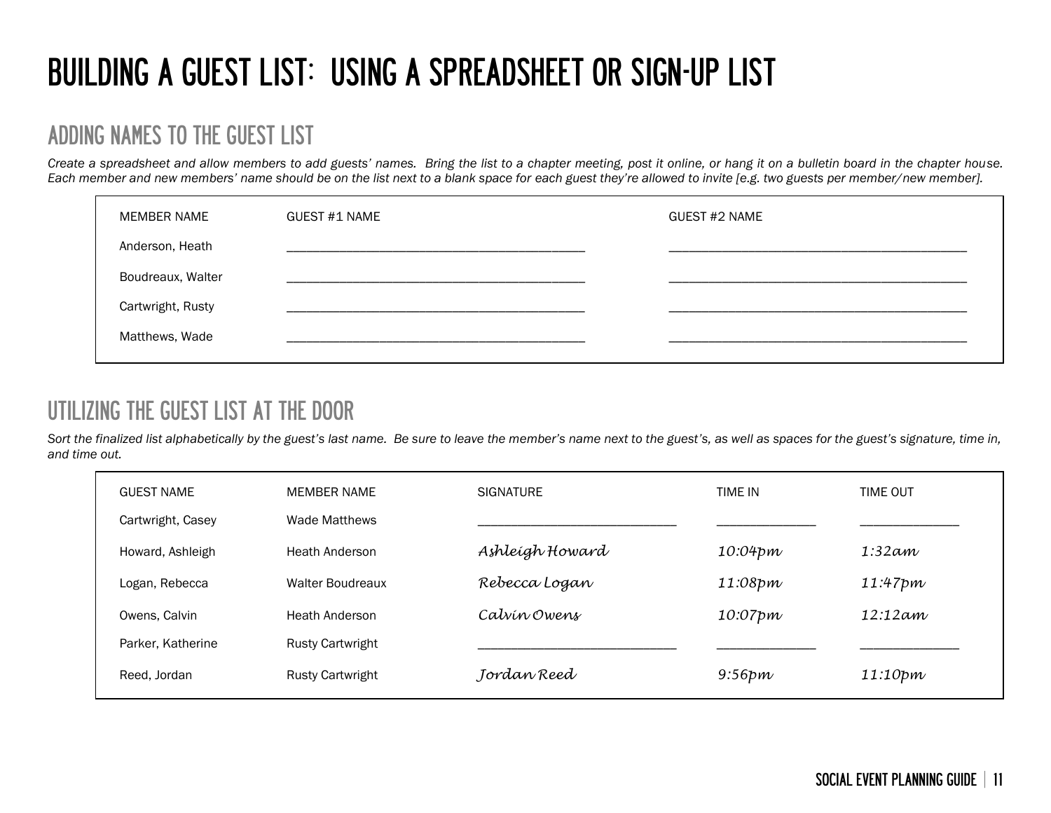# BUILDING A GUEST LIST: USING A SPREADSHEET OR SIGN-UP LIST

## ADDING NAMES TO THE GUEST LIST

*Create a spreadsheet and allow members to add guests' names. Bring the list to a chapter meeting, post it online, or hang it on a bulletin board in the chapter house. Each member and new members' name should be on the list next to a blank space for each guest they're allowed to invite [e.g. two guests per member/new member].*

| MEMBER NAME | GUEST #1 NAME | GUEST #2 NAME |
|---|---|---|
| Anderson, Heath | ____________________ | ____________________ |
| Boudreaux, Walter | ____________________ | ____________________ |
| Cartwright, Rusty | ____________________ | ____________________ |
| Matthews, Wade | ____________________ | ____________________ |

## UTILIZING THE GUEST LIST AT THE DOOR

*Sort the finalized list alphabetically by the guest's last name. Be sure to leave the member's name next to the guest's, as well as spaces for the guest's signature, time in, and time out.*

| GUEST NAME | MEMBER NAME | SIGNATURE | TIME IN | TIME OUT |
|---|---|---|---|---|
| Cartwright, Casey | Wade Matthews | ____________________ | __________ | __________ |
| Howard, Ashleigh | Heath Anderson | *Ashleigh Howard* | *10:04pm* | *1:32am* |
| Logan, Rebecca | Walter Boudreaux | *Rebecca Logan* | *11:08pm* | *11:47pm* |
| Owens, Calvin | Heath Anderson | *Calvin Owens* | *10:07pm* | *12:12am* |
| Parker, Katherine | Rusty Cartwright | ____________________ | __________ | __________ |
| Reed, Jordan | Rusty Cartwright | *Jordan Reed* | *9:56pm* | *11:10pm* |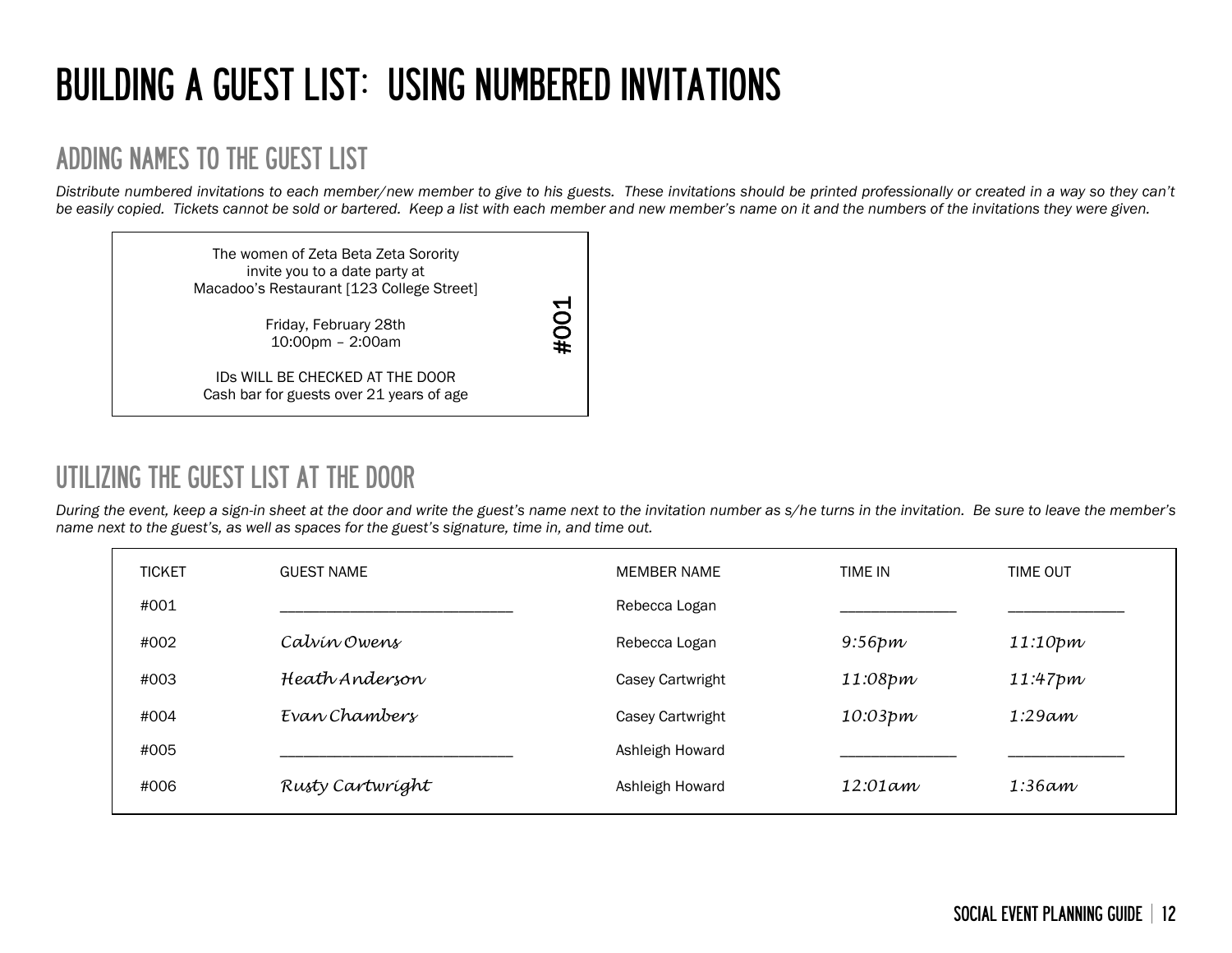# BUILDING A GUEST LIST: USING NUMBERED INVITATIONS

## ADDING NAMES TO THE GUEST LIST

*Distribute numbered invitations to each member/new member to give to his guests. These invitations should be printed professionally or created in a way so they can't be easily copied. Tickets cannot be sold or bartered. Keep a list with each member and new member's name on it and the numbers of the invitations they were given.*

> The women of Zeta Beta Zeta Sorority
> invite you to a date party at
> Macadoo's Restaurant [123 College Street]
>
> Friday, February 28th
> 10:00pm – 2:00am
>
> IDs WILL BE CHECKED AT THE DOOR
> Cash bar for guests over 21 years of age
>
> #001

## UTILIZING THE GUEST LIST AT THE DOOR

*During the event, keep a sign-in sheet at the door and write the guest's name next to the invitation number as s/he turns in the invitation. Be sure to leave the member's name next to the guest's, as well as spaces for the guest's signature, time in, and time out.*

| TICKET | GUEST NAME | MEMBER NAME | TIME IN | TIME OUT |
|---|---|---|---|---|
| #001 | ____________________________ | Rebecca Logan | ______________ | ______________ |
| #002 | *Calvin Owens* | Rebecca Logan | *9:56pm* | *11:10pm* |
| #003 | *Heath Anderson* | Casey Cartwright | *11:08pm* | *11:47pm* |
| #004 | *Evan Chambers* | Casey Cartwright | *10:03pm* | *1:29am* |
| #005 | ____________________________ | Ashleigh Howard | ______________ | ______________ |
| #006 | *Rusty Cartwright* | Ashleigh Howard | *12:01am* | *1:36am* |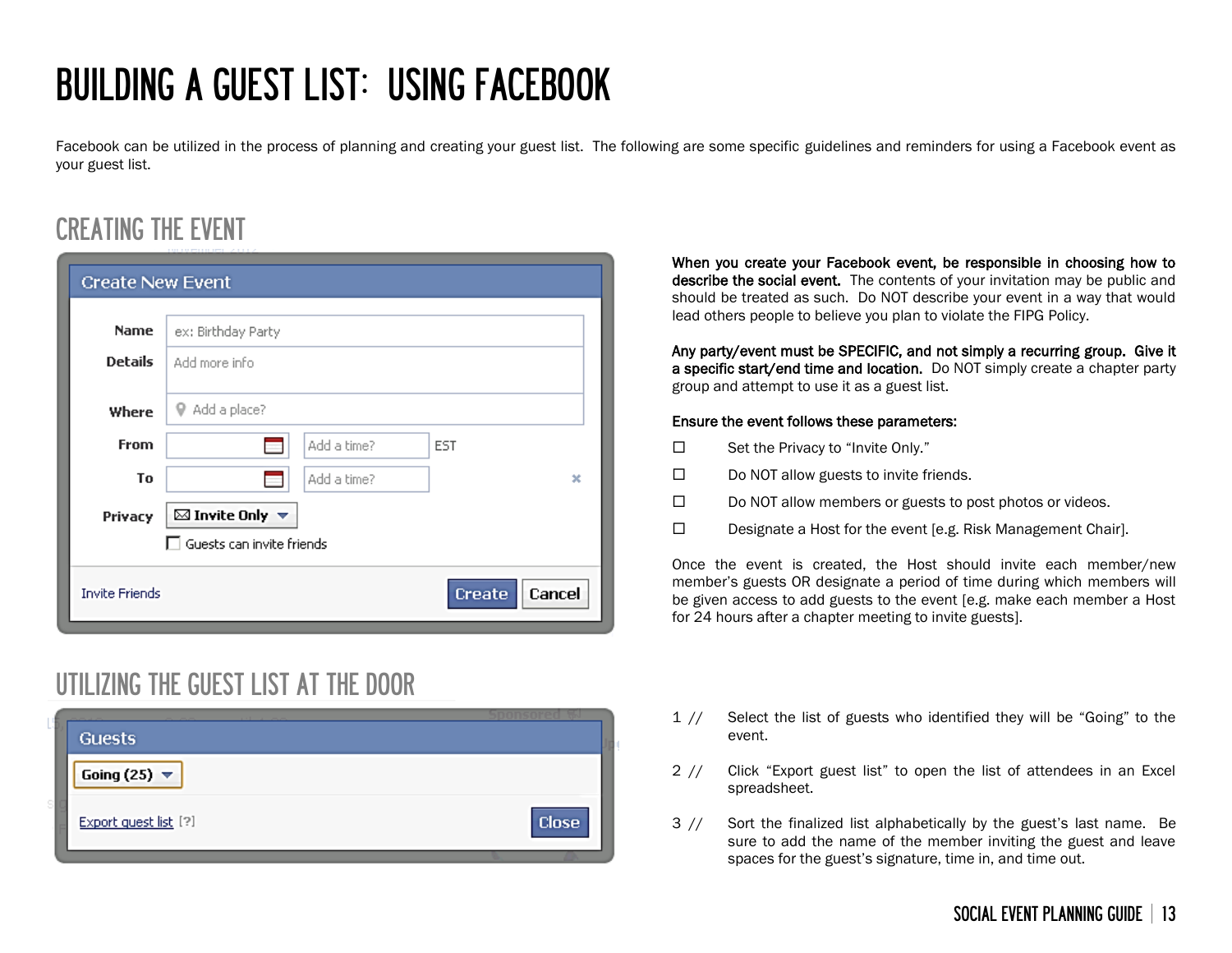# BUILDING A GUEST LIST: USING FACEBOOK

Facebook can be utilized in the process of planning and creating your guest list. The following are some specific guidelines and reminders for using a Facebook event as your guest list.

## CREATING THE EVENT

**When you create your Facebook event, be responsible in choosing how to describe the social event.** The contents of your invitation may be public and should be treated as such. Do NOT describe your event in a way that would lead others people to believe you plan to violate the FIPG Policy.

**Any party/event must be SPECIFIC, and not simply a recurring group. Give it a specific start/end time and location.** Do NOT simply create a chapter party group and attempt to use it as a guest list.

**Ensure the event follows these parameters:**

- ☐ Set the Privacy to "Invite Only."
- ☐ Do NOT allow guests to invite friends.
- ☐ Do NOT allow members or guests to post photos or videos.
- ☐ Designate a Host for the event [e.g. Risk Management Chair].

Once the event is created, the Host should invite each member/new member's guests OR designate a period of time during which members will be given access to add guests to the event [e.g. make each member a Host for 24 hours after a chapter meeting to invite guests].

## UTILIZING THE GUEST LIST AT THE DOOR

1 // Select the list of guests who identified they will be "Going" to the event.

2 // Click "Export guest list" to open the list of attendees in an Excel spreadsheet.

3 // Sort the finalized list alphabetically by the guest's last name. Be sure to add the name of the member inviting the guest and leave spaces for the guest's signature, time in, and time out.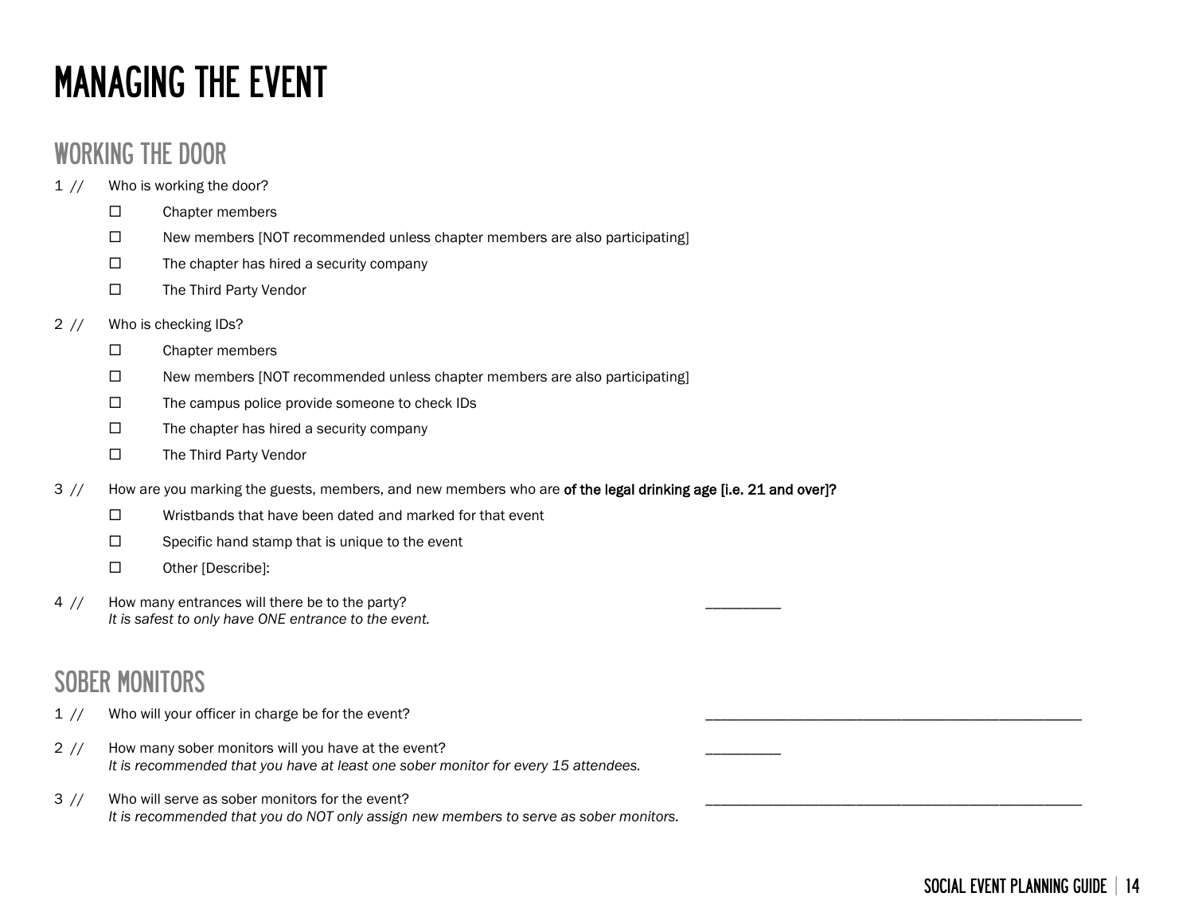# MANAGING THE EVENT

## WORKING THE DOOR

1 // Who is working the door?

- ☐ Chapter members
- ☐ New members [NOT recommended unless chapter members are also participating]
- ☐ The chapter has hired a security company
- ☐ The Third Party Vendor

2 // Who is checking IDs?

- ☐ Chapter members
- ☐ New members [NOT recommended unless chapter members are also participating]
- ☐ The campus police provide someone to check IDs
- ☐ The chapter has hired a security company
- ☐ The Third Party Vendor

3 // How are you marking the guests, members, and new members who are **of the legal drinking age [i.e. 21 and over]?**

- ☐ Wristbands that have been dated and marked for that event
- ☐ Specific hand stamp that is unique to the event
- ☐ Other [Describe]:

4 // How many entrances will there be to the party? __________
*It is safest to only have ONE entrance to the event.*

## SOBER MONITORS

1 // Who will your officer in charge be for the event? __________________________________________________

2 // How many sober monitors will you have at the event? __________
*It is recommended that you have at least one sober monitor for every 15 attendees.*

3 // Who will serve as sober monitors for the event? __________________________________________________
*It is recommended that you do NOT only assign new members to serve as sober monitors.*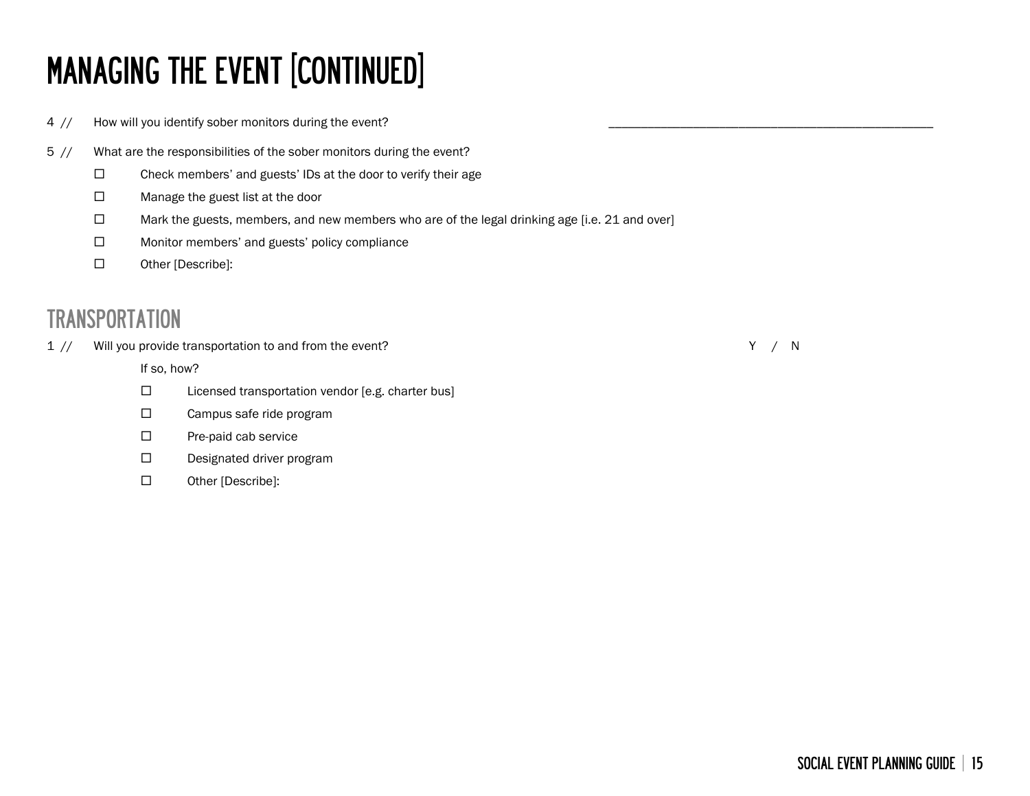# MANAGING THE EVENT [CONTINUED]

4 // How will you identify sober monitors during the event? ________________________________________________

5 // What are the responsibilities of the sober monitors during the event?

- ☐ Check members' and guests' IDs at the door to verify their age
- ☐ Manage the guest list at the door
- ☐ Mark the guests, members, and new members who are of the legal drinking age [i.e. 21 and over]
- ☐ Monitor members' and guests' policy compliance
- ☐ Other [Describe]:

## TRANSPORTATION

1 // Will you provide transportation to and from the event? Y / N

If so, how?

- ☐ Licensed transportation vendor [e.g. charter bus]
- ☐ Campus safe ride program
- ☐ Pre-paid cab service
- ☐ Designated driver program
- ☐ Other [Describe]: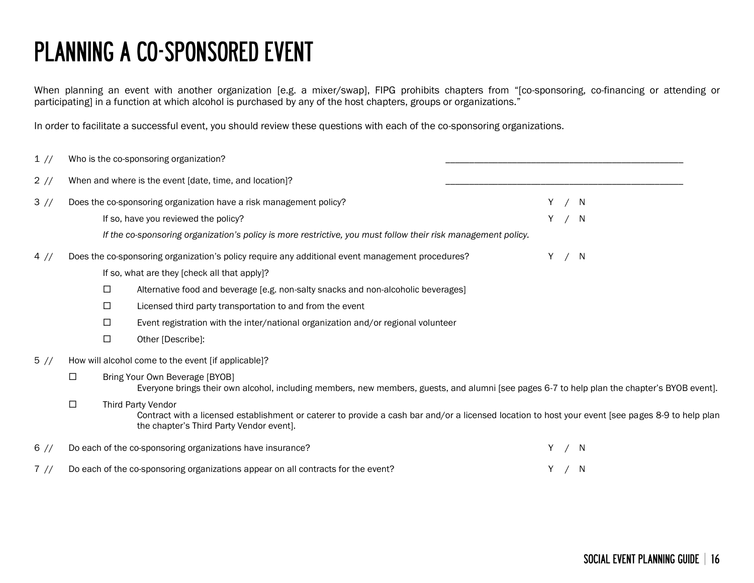# PLANNING A CO-SPONSORED EVENT

When planning an event with another organization [e.g. a mixer/swap], FIPG prohibits chapters from "[co-sponsoring, co-financing or attending or participating] in a function at which alcohol is purchased by any of the host chapters, groups or organizations."

In order to facilitate a successful event, you should review these questions with each of the co-sponsoring organizations.

1 // Who is the co-sponsoring organization? ____________________________________________

2 // When and where is the event [date, time, and location]? ____________________________________________

3 // Does the co-sponsoring organization have a risk management policy? Y / N

If so, have you reviewed the policy? Y / N

*If the co-sponsoring organization's policy is more restrictive, you must follow their risk management policy.*

4 // Does the co-sponsoring organization's policy require any additional event management procedures? Y / N

If so, what are they [check all that apply]?

- ☐ Alternative food and beverage [e.g. non-salty snacks and non-alcoholic beverages]
- ☐ Licensed third party transportation to and from the event
- ☐ Event registration with the inter/national organization and/or regional volunteer
- ☐ Other [Describe]:

5 // How will alcohol come to the event [if applicable]?

- ☐ Bring Your Own Beverage [BYOB]
  Everyone brings their own alcohol, including members, new members, guests, and alumni [see pages 6-7 to help plan the chapter's BYOB event].
- ☐ Third Party Vendor
  Contract with a licensed establishment or caterer to provide a cash bar and/or a licensed location to host your event [see pages 8-9 to help plan the chapter's Third Party Vendor event].

6 // Do each of the co-sponsoring organizations have insurance? Y / N

7 // Do each of the co-sponsoring organizations appear on all contracts for the event? Y / N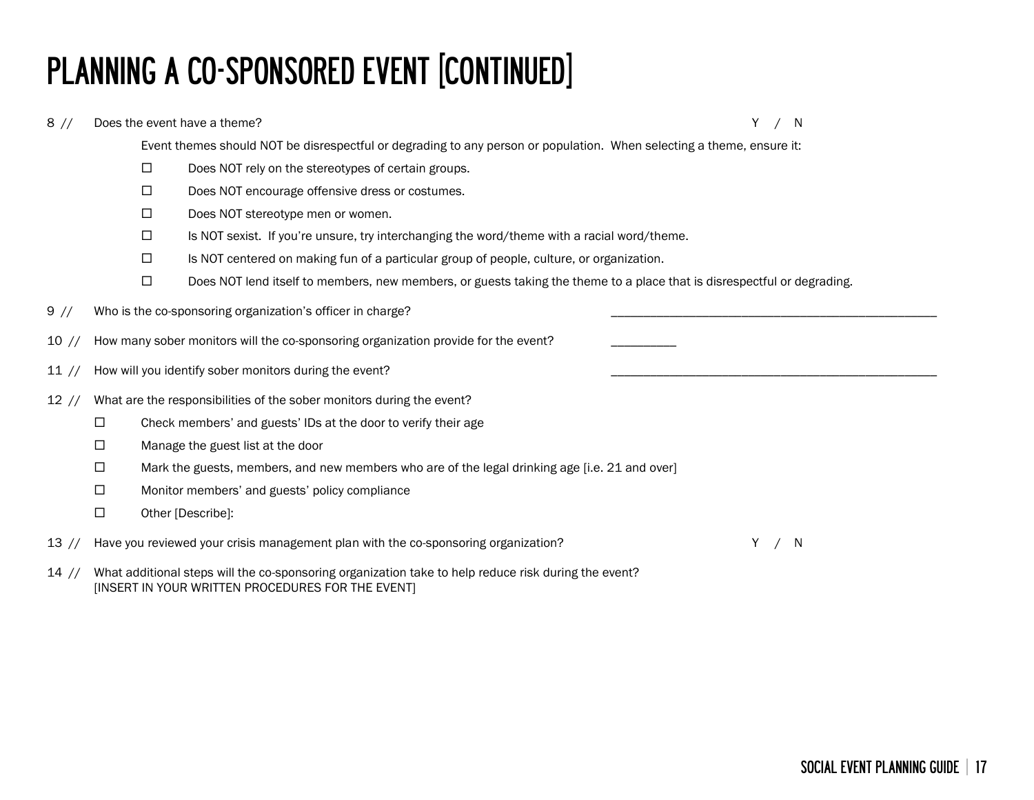# PLANNING A CO-SPONSORED EVENT [CONTINUED]

8 // Does the event have a theme? Y / N

Event themes should NOT be disrespectful or degrading to any person or population. When selecting a theme, ensure it:

- ☐ Does NOT rely on the stereotypes of certain groups.
- ☐ Does NOT encourage offensive dress or costumes.
- ☐ Does NOT stereotype men or women.
- ☐ Is NOT sexist. If you're unsure, try interchanging the word/theme with a racial word/theme.
- ☐ Is NOT centered on making fun of a particular group of people, culture, or organization.
- ☐ Does NOT lend itself to members, new members, or guests taking the theme to a place that is disrespectful or degrading.

9 // Who is the co-sponsoring organization's officer in charge? ____________________________________________

10 // How many sober monitors will the co-sponsoring organization provide for the event? __________

11 // How will you identify sober monitors during the event? ____________________________________________

12 // What are the responsibilities of the sober monitors during the event?

- ☐ Check members' and guests' IDs at the door to verify their age
- ☐ Manage the guest list at the door
- ☐ Mark the guests, members, and new members who are of the legal drinking age [i.e. 21 and over]
- ☐ Monitor members' and guests' policy compliance
- ☐ Other [Describe]:

13 // Have you reviewed your crisis management plan with the co-sponsoring organization? Y / N

14 // What additional steps will the co-sponsoring organization take to help reduce risk during the event?
[INSERT IN YOUR WRITTEN PROCEDURES FOR THE EVENT]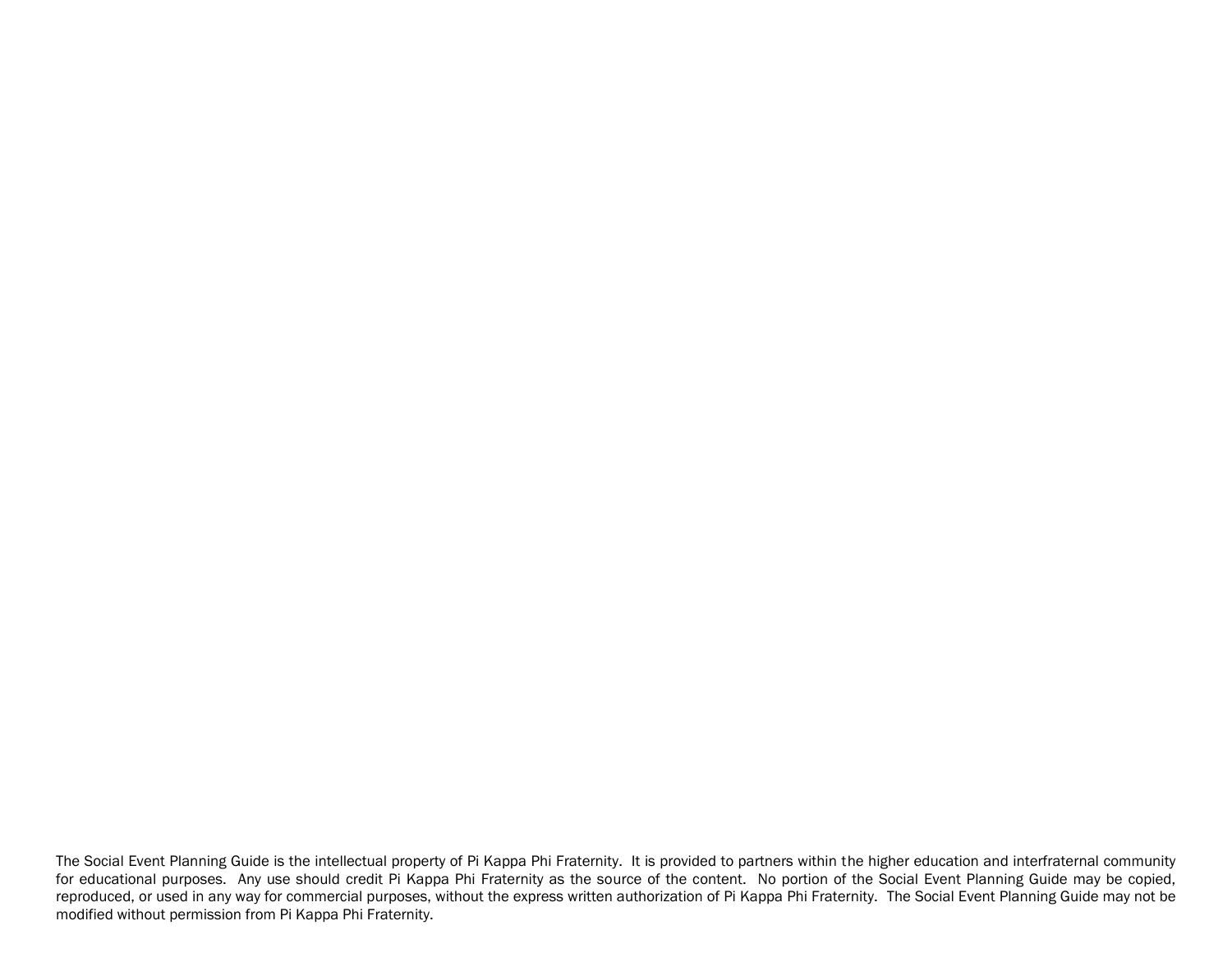The Social Event Planning Guide is the intellectual property of Pi Kappa Phi Fraternity. It is provided to partners within the higher education and interfraternal community for educational purposes. Any use should credit Pi Kappa Phi Fraternity as the source of the content. No portion of the Social Event Planning Guide may be copied, reproduced, or used in any way for commercial purposes, without the express written authorization of Pi Kappa Phi Fraternity. The Social Event Planning Guide may not be modified without permission from Pi Kappa Phi Fraternity.